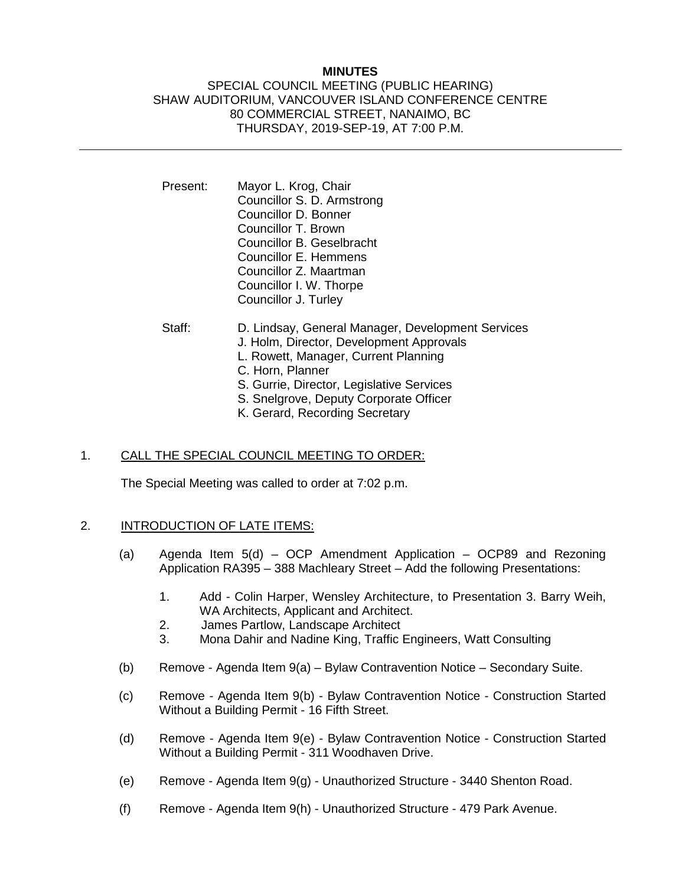# MINUTES

SPECIAL COUNCIL MEETING (PUBLIC HEARING)
SHAW AUDITORIUM, VANCOUVER ISLAND CONFERENCE CENTRE
80 COMMERCIAL STREET, NANAIMO, BC
THURSDAY, 2019-SEP-19, AT 7:00 P.M.

---

Present: Mayor L. Krog, Chair
Councillor S. D. Armstrong
Councillor D. Bonner
Councillor T. Brown
Councillor B. Geselbracht
Councillor E. Hemmens
Councillor Z. Maartman
Councillor I. W. Thorpe
Councillor J. Turley

Staff: D. Lindsay, General Manager, Development Services
J. Holm, Director, Development Approvals
L. Rowett, Manager, Current Planning
C. Horn, Planner
S. Gurrie, Director, Legislative Services
S. Snelgrove, Deputy Corporate Officer
K. Gerard, Recording Secretary

## 1. CALL THE SPECIAL COUNCIL MEETING TO ORDER:

The Special Meeting was called to order at 7:02 p.m.

## 2. INTRODUCTION OF LATE ITEMS:

(a) Agenda Item 5(d) – OCP Amendment Application – OCP89 and Rezoning Application RA395 – 388 Machleary Street – Add the following Presentations:

1. Add - Colin Harper, Wensley Architecture, to Presentation 3. Barry Weih, WA Architects, Applicant and Architect.
2. James Partlow, Landscape Architect
3. Mona Dahir and Nadine King, Traffic Engineers, Watt Consulting

(b) Remove - Agenda Item 9(a) – Bylaw Contravention Notice – Secondary Suite.

(c) Remove - Agenda Item 9(b) - Bylaw Contravention Notice - Construction Started Without a Building Permit - 16 Fifth Street.

(d) Remove - Agenda Item 9(e) - Bylaw Contravention Notice - Construction Started Without a Building Permit - 311 Woodhaven Drive.

(e) Remove - Agenda Item 9(g) - Unauthorized Structure - 3440 Shenton Road.

(f) Remove - Agenda Item 9(h) - Unauthorized Structure - 479 Park Avenue.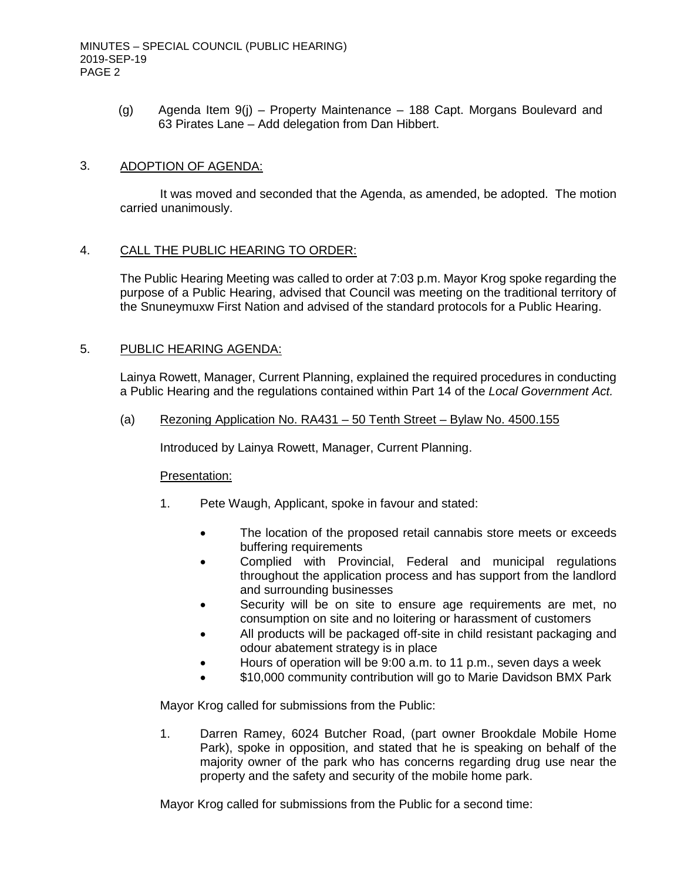(g) Agenda Item 9(j) – Property Maintenance – 188 Capt. Morgans Boulevard and 63 Pirates Lane – Add delegation from Dan Hibbert.

## 3. ADOPTION OF AGENDA:

It was moved and seconded that the Agenda, as amended, be adopted. The motion carried unanimously.

## 4. CALL THE PUBLIC HEARING TO ORDER:

The Public Hearing Meeting was called to order at 7:03 p.m. Mayor Krog spoke regarding the purpose of a Public Hearing, advised that Council was meeting on the traditional territory of the Snuneymuxw First Nation and advised of the standard protocols for a Public Hearing.

## 5. PUBLIC HEARING AGENDA:

Lainya Rowett, Manager, Current Planning, explained the required procedures in conducting a Public Hearing and the regulations contained within Part 14 of the *Local Government Act.*

(a) Rezoning Application No. RA431 – 50 Tenth Street – Bylaw No. 4500.155

Introduced by Lainya Rowett, Manager, Current Planning.

Presentation:

1. Pete Waugh, Applicant, spoke in favour and stated:

   - The location of the proposed retail cannabis store meets or exceeds buffering requirements
   - Complied with Provincial, Federal and municipal regulations throughout the application process and has support from the landlord and surrounding businesses
   - Security will be on site to ensure age requirements are met, no consumption on site and no loitering or harassment of customers
   - All products will be packaged off-site in child resistant packaging and odour abatement strategy is in place
   - Hours of operation will be 9:00 a.m. to 11 p.m., seven days a week
   - $10,000 community contribution will go to Marie Davidson BMX Park

Mayor Krog called for submissions from the Public:

1. Darren Ramey, 6024 Butcher Road, (part owner Brookdale Mobile Home Park), spoke in opposition, and stated that he is speaking on behalf of the majority owner of the park who has concerns regarding drug use near the property and the safety and security of the mobile home park.

Mayor Krog called for submissions from the Public for a second time: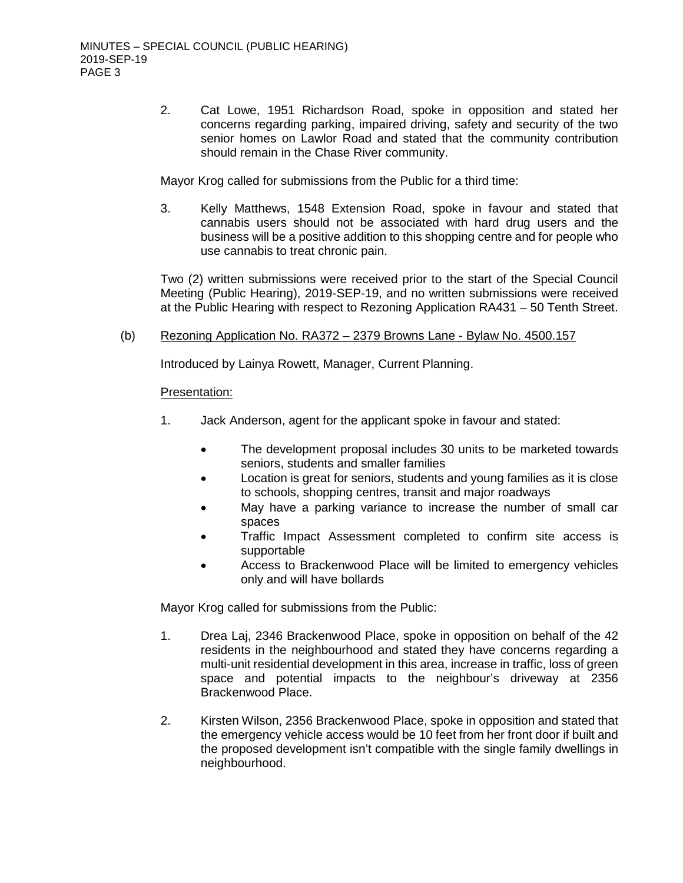2. Cat Lowe, 1951 Richardson Road, spoke in opposition and stated her concerns regarding parking, impaired driving, safety and security of the two senior homes on Lawlor Road and stated that the community contribution should remain in the Chase River community.

Mayor Krog called for submissions from the Public for a third time:

3. Kelly Matthews, 1548 Extension Road, spoke in favour and stated that cannabis users should not be associated with hard drug users and the business will be a positive addition to this shopping centre and for people who use cannabis to treat chronic pain.

Two (2) written submissions were received prior to the start of the Special Council Meeting (Public Hearing), 2019-SEP-19, and no written submissions were received at the Public Hearing with respect to Rezoning Application RA431 – 50 Tenth Street.

(b) Rezoning Application No. RA372 – 2379 Browns Lane - Bylaw No. 4500.157

Introduced by Lainya Rowett, Manager, Current Planning.

Presentation:

1. Jack Anderson, agent for the applicant spoke in favour and stated:

   - The development proposal includes 30 units to be marketed towards seniors, students and smaller families
   - Location is great for seniors, students and young families as it is close to schools, shopping centres, transit and major roadways
   - May have a parking variance to increase the number of small car spaces
   - Traffic Impact Assessment completed to confirm site access is supportable
   - Access to Brackenwood Place will be limited to emergency vehicles only and will have bollards

Mayor Krog called for submissions from the Public:

1. Drea Laj, 2346 Brackenwood Place, spoke in opposition on behalf of the 42 residents in the neighbourhood and stated they have concerns regarding a multi-unit residential development in this area, increase in traffic, loss of green space and potential impacts to the neighbour's driveway at 2356 Brackenwood Place.

2. Kirsten Wilson, 2356 Brackenwood Place, spoke in opposition and stated that the emergency vehicle access would be 10 feet from her front door if built and the proposed development isn't compatible with the single family dwellings in neighbourhood.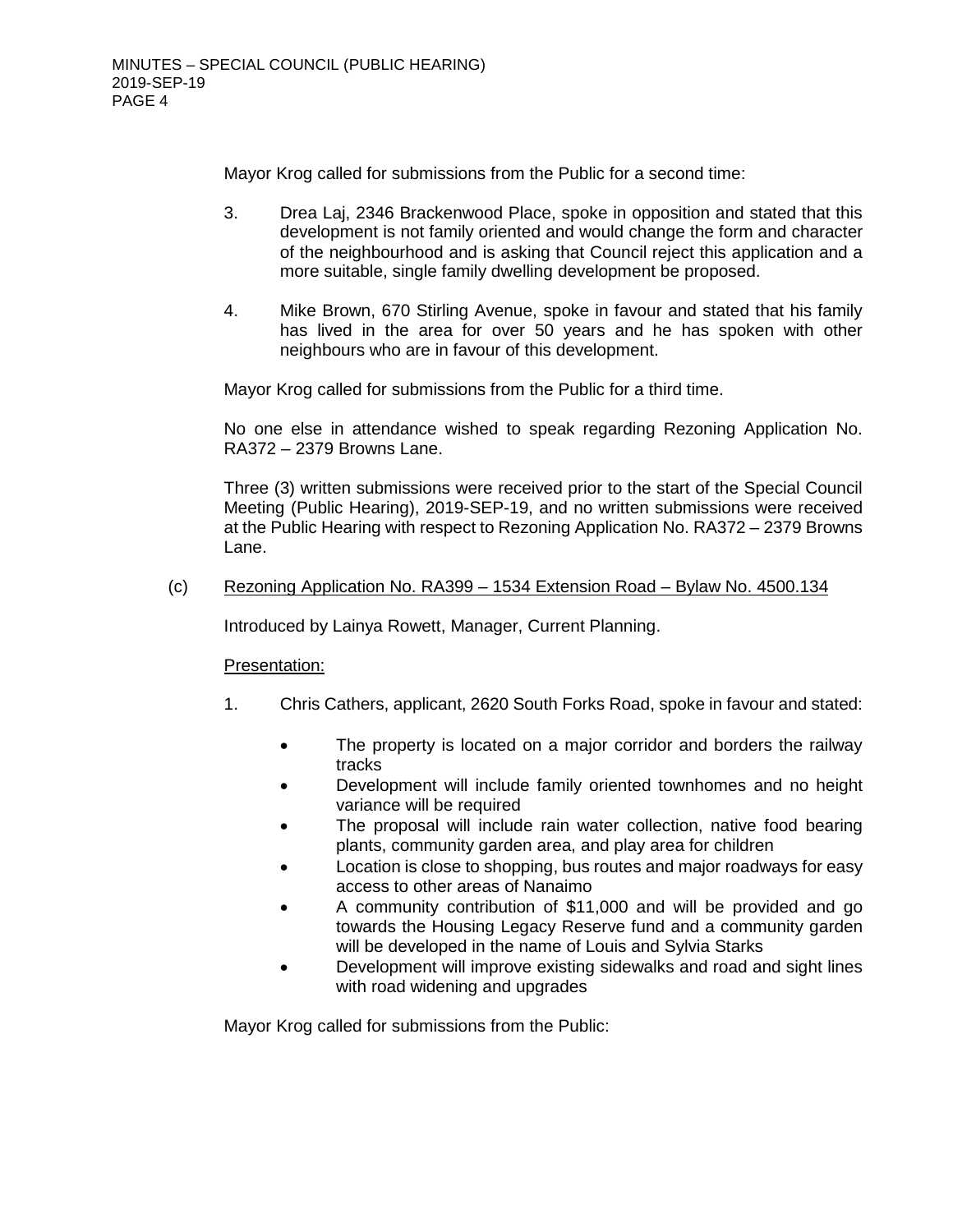Mayor Krog called for submissions from the Public for a second time:

3. Drea Laj, 2346 Brackenwood Place, spoke in opposition and stated that this development is not family oriented and would change the form and character of the neighbourhood and is asking that Council reject this application and a more suitable, single family dwelling development be proposed.

4. Mike Brown, 670 Stirling Avenue, spoke in favour and stated that his family has lived in the area for over 50 years and he has spoken with other neighbours who are in favour of this development.

Mayor Krog called for submissions from the Public for a third time.

No one else in attendance wished to speak regarding Rezoning Application No. RA372 – 2379 Browns Lane.

Three (3) written submissions were received prior to the start of the Special Council Meeting (Public Hearing), 2019-SEP-19, and no written submissions were received at the Public Hearing with respect to Rezoning Application No. RA372 – 2379 Browns Lane.

(c) <u>Rezoning Application No. RA399 – 1534 Extension Road – Bylaw No. 4500.134</u>

Introduced by Lainya Rowett, Manager, Current Planning.

<u>Presentation:</u>

1. Chris Cathers, applicant, 2620 South Forks Road, spoke in favour and stated:

   - The property is located on a major corridor and borders the railway tracks
   - Development will include family oriented townhomes and no height variance will be required
   - The proposal will include rain water collection, native food bearing plants, community garden area, and play area for children
   - Location is close to shopping, bus routes and major roadways for easy access to other areas of Nanaimo
   - A community contribution of $11,000 and will be provided and go towards the Housing Legacy Reserve fund and a community garden will be developed in the name of Louis and Sylvia Starks
   - Development will improve existing sidewalks and road and sight lines with road widening and upgrades

Mayor Krog called for submissions from the Public: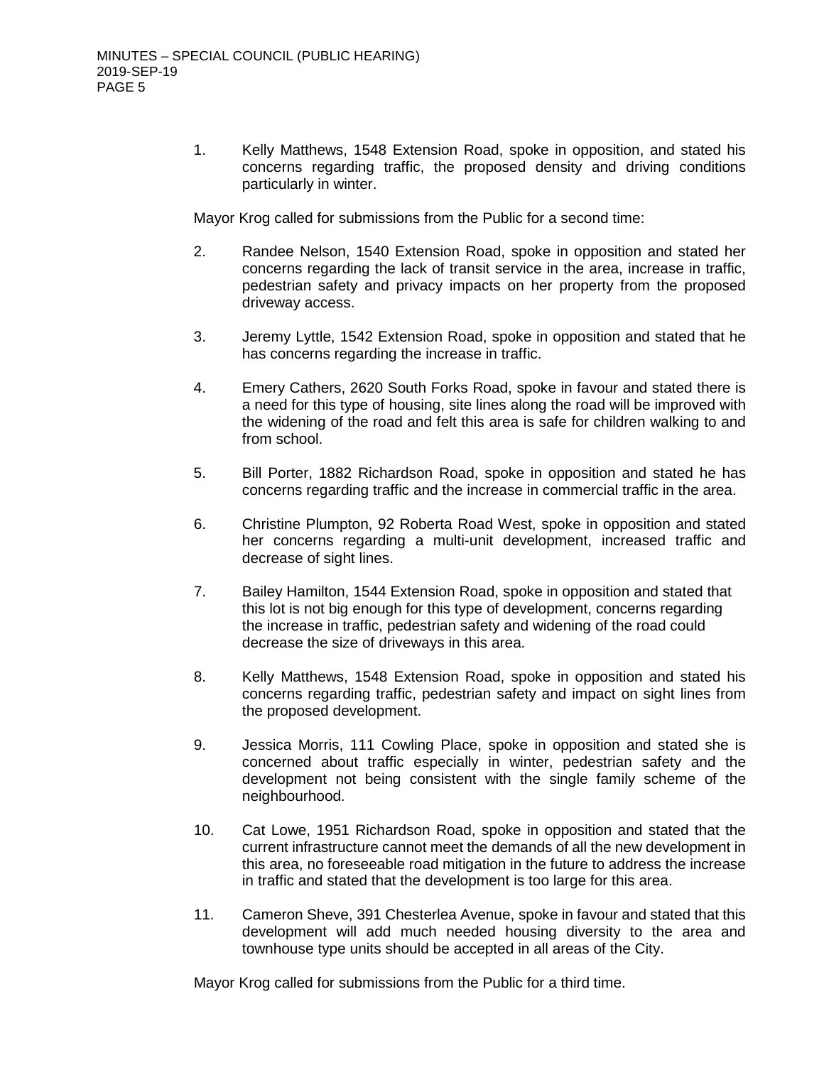1. Kelly Matthews, 1548 Extension Road, spoke in opposition, and stated his concerns regarding traffic, the proposed density and driving conditions particularly in winter.

Mayor Krog called for submissions from the Public for a second time:

2. Randee Nelson, 1540 Extension Road, spoke in opposition and stated her concerns regarding the lack of transit service in the area, increase in traffic, pedestrian safety and privacy impacts on her property from the proposed driveway access.

3. Jeremy Lyttle, 1542 Extension Road, spoke in opposition and stated that he has concerns regarding the increase in traffic.

4. Emery Cathers, 2620 South Forks Road, spoke in favour and stated there is a need for this type of housing, site lines along the road will be improved with the widening of the road and felt this area is safe for children walking to and from school.

5. Bill Porter, 1882 Richardson Road, spoke in opposition and stated he has concerns regarding traffic and the increase in commercial traffic in the area.

6. Christine Plumpton, 92 Roberta Road West, spoke in opposition and stated her concerns regarding a multi-unit development, increased traffic and decrease of sight lines.

7. Bailey Hamilton, 1544 Extension Road, spoke in opposition and stated that this lot is not big enough for this type of development, concerns regarding the increase in traffic, pedestrian safety and widening of the road could decrease the size of driveways in this area.

8. Kelly Matthews, 1548 Extension Road, spoke in opposition and stated his concerns regarding traffic, pedestrian safety and impact on sight lines from the proposed development.

9. Jessica Morris, 111 Cowling Place, spoke in opposition and stated she is concerned about traffic especially in winter, pedestrian safety and the development not being consistent with the single family scheme of the neighbourhood.

10. Cat Lowe, 1951 Richardson Road, spoke in opposition and stated that the current infrastructure cannot meet the demands of all the new development in this area, no foreseeable road mitigation in the future to address the increase in traffic and stated that the development is too large for this area.

11. Cameron Sheve, 391 Chesterlea Avenue, spoke in favour and stated that this development will add much needed housing diversity to the area and townhouse type units should be accepted in all areas of the City.

Mayor Krog called for submissions from the Public for a third time.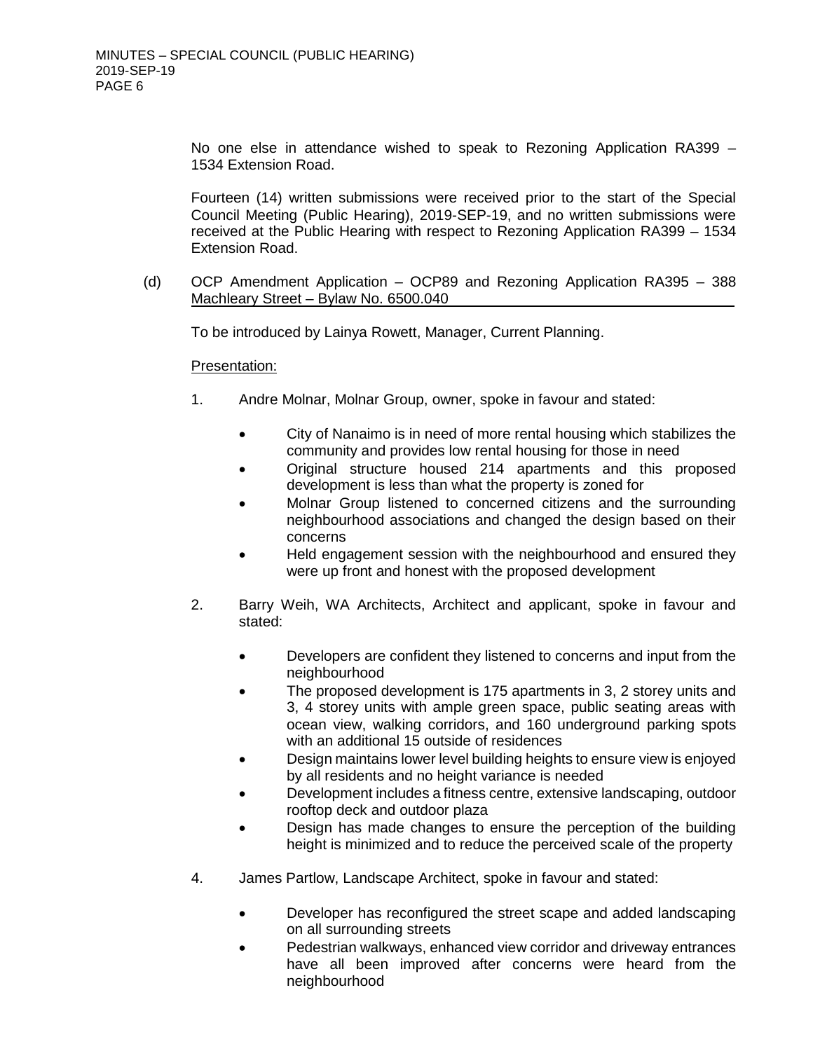No one else in attendance wished to speak to Rezoning Application RA399 – 1534 Extension Road.

Fourteen (14) written submissions were received prior to the start of the Special Council Meeting (Public Hearing), 2019-SEP-19, and no written submissions were received at the Public Hearing with respect to Rezoning Application RA399 – 1534 Extension Road.

(d) OCP Amendment Application – OCP89 and Rezoning Application RA395 – 388 Machleary Street – Bylaw No. 6500.040

To be introduced by Lainya Rowett, Manager, Current Planning.

Presentation:

1. Andre Molnar, Molnar Group, owner, spoke in favour and stated:

    - City of Nanaimo is in need of more rental housing which stabilizes the community and provides low rental housing for those in need
    - Original structure housed 214 apartments and this proposed development is less than what the property is zoned for
    - Molnar Group listened to concerned citizens and the surrounding neighbourhood associations and changed the design based on their concerns
    - Held engagement session with the neighbourhood and ensured they were up front and honest with the proposed development

2. Barry Weih, WA Architects, Architect and applicant, spoke in favour and stated:

    - Developers are confident they listened to concerns and input from the neighbourhood
    - The proposed development is 175 apartments in 3, 2 storey units and 3, 4 storey units with ample green space, public seating areas with ocean view, walking corridors, and 160 underground parking spots with an additional 15 outside of residences
    - Design maintains lower level building heights to ensure view is enjoyed by all residents and no height variance is needed
    - Development includes a fitness centre, extensive landscaping, outdoor rooftop deck and outdoor plaza
    - Design has made changes to ensure the perception of the building height is minimized and to reduce the perceived scale of the property

4. James Partlow, Landscape Architect, spoke in favour and stated:

    - Developer has reconfigured the street scape and added landscaping on all surrounding streets
    - Pedestrian walkways, enhanced view corridor and driveway entrances have all been improved after concerns were heard from the neighbourhood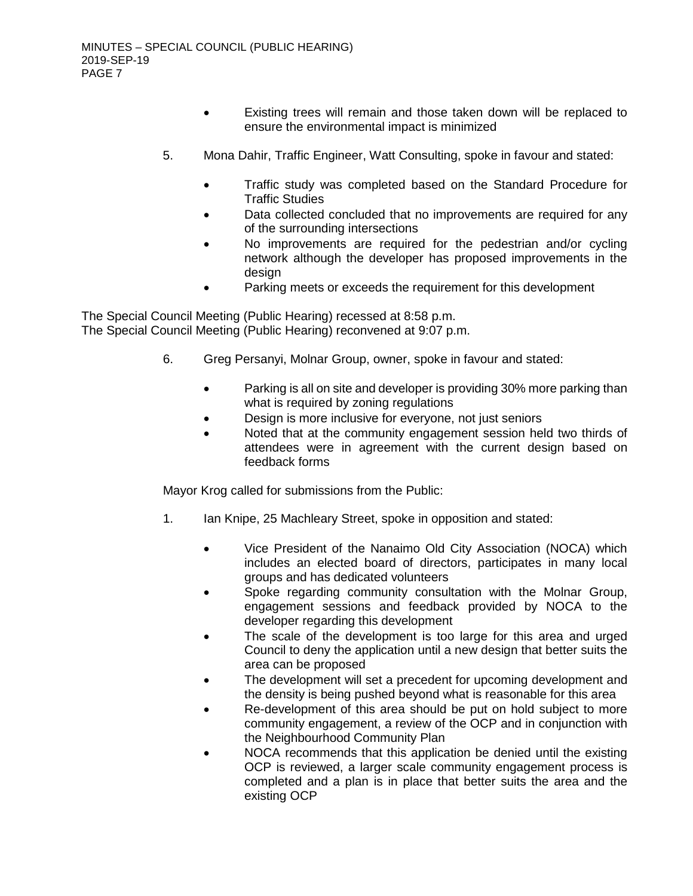- Existing trees will remain and those taken down will be replaced to ensure the environmental impact is minimized

5. Mona Dahir, Traffic Engineer, Watt Consulting, spoke in favour and stated:

   - Traffic study was completed based on the Standard Procedure for Traffic Studies
   - Data collected concluded that no improvements are required for any of the surrounding intersections
   - No improvements are required for the pedestrian and/or cycling network although the developer has proposed improvements in the design
   - Parking meets or exceeds the requirement for this development

The Special Council Meeting (Public Hearing) recessed at 8:58 p.m.
The Special Council Meeting (Public Hearing) reconvened at 9:07 p.m.

6. Greg Persanyi, Molnar Group, owner, spoke in favour and stated:

   - Parking is all on site and developer is providing 30% more parking than what is required by zoning regulations
   - Design is more inclusive for everyone, not just seniors
   - Noted that at the community engagement session held two thirds of attendees were in agreement with the current design based on feedback forms

Mayor Krog called for submissions from the Public:

1. Ian Knipe, 25 Machleary Street, spoke in opposition and stated:

   - Vice President of the Nanaimo Old City Association (NOCA) which includes an elected board of directors, participates in many local groups and has dedicated volunteers
   - Spoke regarding community consultation with the Molnar Group, engagement sessions and feedback provided by NOCA to the developer regarding this development
   - The scale of the development is too large for this area and urged Council to deny the application until a new design that better suits the area can be proposed
   - The development will set a precedent for upcoming development and the density is being pushed beyond what is reasonable for this area
   - Re-development of this area should be put on hold subject to more community engagement, a review of the OCP and in conjunction with the Neighbourhood Community Plan
   - NOCA recommends that this application be denied until the existing OCP is reviewed, a larger scale community engagement process is completed and a plan is in place that better suits the area and the existing OCP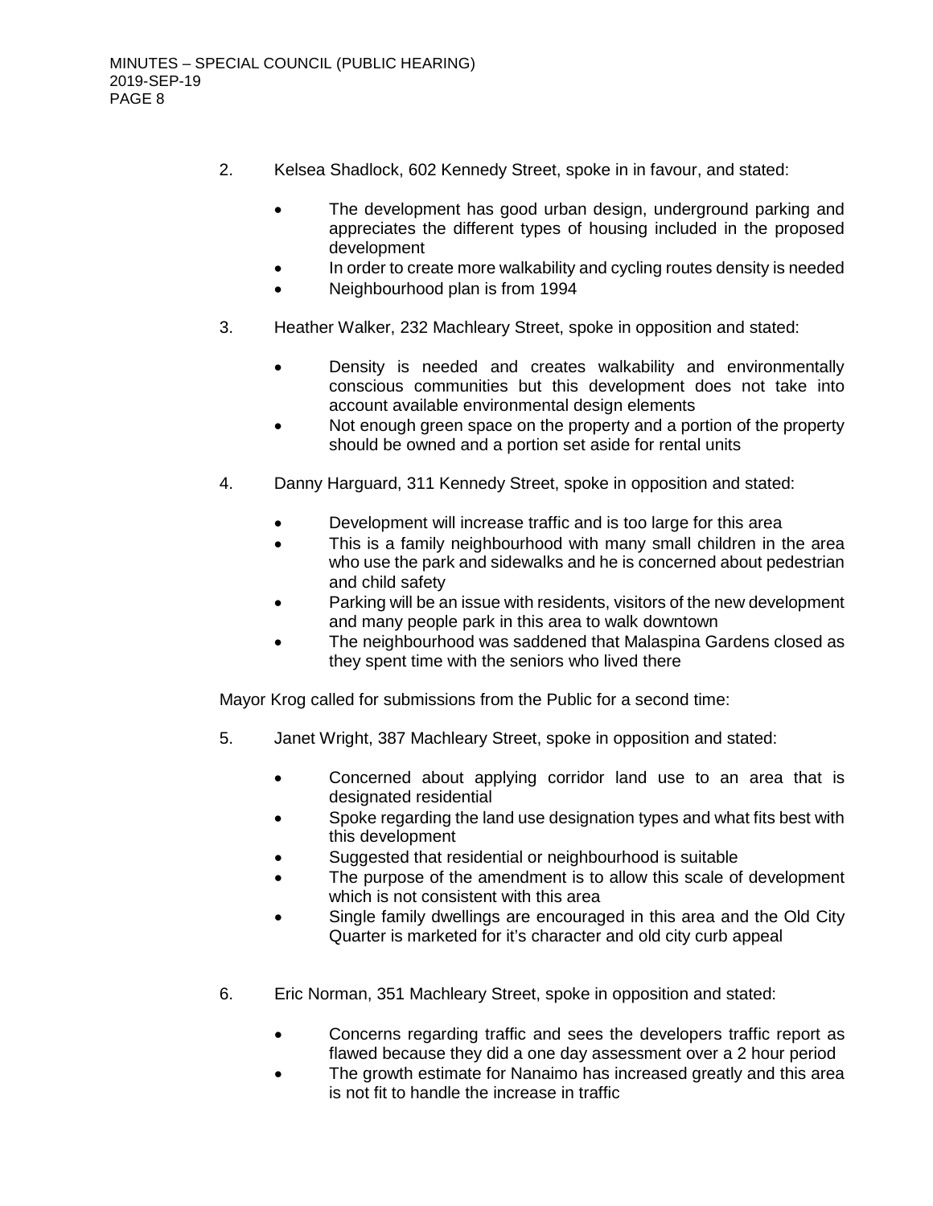2. Kelsea Shadlock, 602 Kennedy Street, spoke in in favour, and stated:

   - The development has good urban design, underground parking and appreciates the different types of housing included in the proposed development
   - In order to create more walkability and cycling routes density is needed
   - Neighbourhood plan is from 1994

3. Heather Walker, 232 Machleary Street, spoke in opposition and stated:

   - Density is needed and creates walkability and environmentally conscious communities but this development does not take into account available environmental design elements
   - Not enough green space on the property and a portion of the property should be owned and a portion set aside for rental units

4. Danny Harguard, 311 Kennedy Street, spoke in opposition and stated:

   - Development will increase traffic and is too large for this area
   - This is a family neighbourhood with many small children in the area who use the park and sidewalks and he is concerned about pedestrian and child safety
   - Parking will be an issue with residents, visitors of the new development and many people park in this area to walk downtown
   - The neighbourhood was saddened that Malaspina Gardens closed as they spent time with the seniors who lived there

Mayor Krog called for submissions from the Public for a second time:

5. Janet Wright, 387 Machleary Street, spoke in opposition and stated:

   - Concerned about applying corridor land use to an area that is designated residential
   - Spoke regarding the land use designation types and what fits best with this development
   - Suggested that residential or neighbourhood is suitable
   - The purpose of the amendment is to allow this scale of development which is not consistent with this area
   - Single family dwellings are encouraged in this area and the Old City Quarter is marketed for it's character and old city curb appeal

6. Eric Norman, 351 Machleary Street, spoke in opposition and stated:

   - Concerns regarding traffic and sees the developers traffic report as flawed because they did a one day assessment over a 2 hour period
   - The growth estimate for Nanaimo has increased greatly and this area is not fit to handle the increase in traffic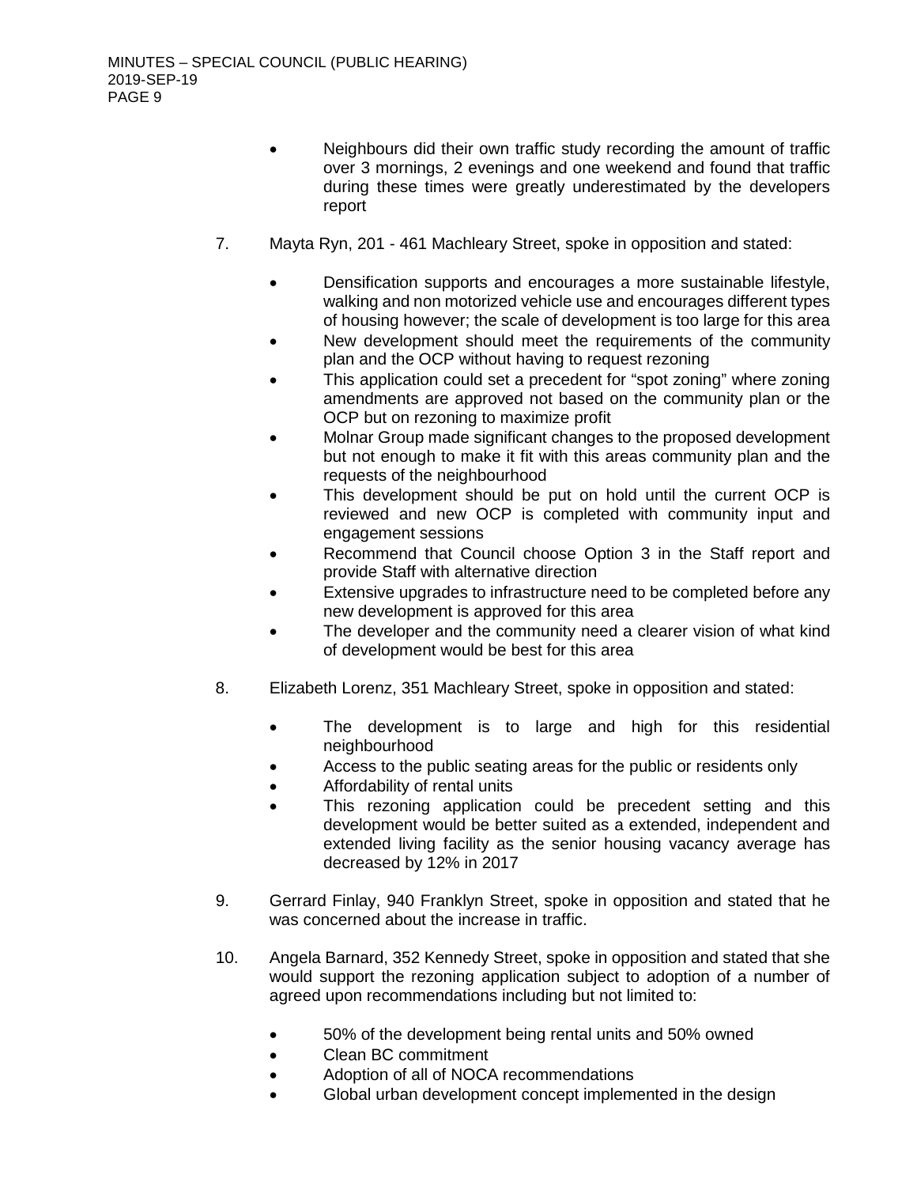- Neighbours did their own traffic study recording the amount of traffic over 3 mornings, 2 evenings and one weekend and found that traffic during these times were greatly underestimated by the developers report

7. Mayta Ryn, 201 - 461 Machleary Street, spoke in opposition and stated:

   - Densification supports and encourages a more sustainable lifestyle, walking and non motorized vehicle use and encourages different types of housing however; the scale of development is too large for this area
   - New development should meet the requirements of the community plan and the OCP without having to request rezoning
   - This application could set a precedent for "spot zoning" where zoning amendments are approved not based on the community plan or the OCP but on rezoning to maximize profit
   - Molnar Group made significant changes to the proposed development but not enough to make it fit with this areas community plan and the requests of the neighbourhood
   - This development should be put on hold until the current OCP is reviewed and new OCP is completed with community input and engagement sessions
   - Recommend that Council choose Option 3 in the Staff report and provide Staff with alternative direction
   - Extensive upgrades to infrastructure need to be completed before any new development is approved for this area
   - The developer and the community need a clearer vision of what kind of development would be best for this area

8. Elizabeth Lorenz, 351 Machleary Street, spoke in opposition and stated:

   - The development is to large and high for this residential neighbourhood
   - Access to the public seating areas for the public or residents only
   - Affordability of rental units
   - This rezoning application could be precedent setting and this development would be better suited as a extended, independent and extended living facility as the senior housing vacancy average has decreased by 12% in 2017

9. Gerrard Finlay, 940 Franklyn Street, spoke in opposition and stated that he was concerned about the increase in traffic.

10. Angela Barnard, 352 Kennedy Street, spoke in opposition and stated that she would support the rezoning application subject to adoption of a number of agreed upon recommendations including but not limited to:

    - 50% of the development being rental units and 50% owned
    - Clean BC commitment
    - Adoption of all of NOCA recommendations
    - Global urban development concept implemented in the design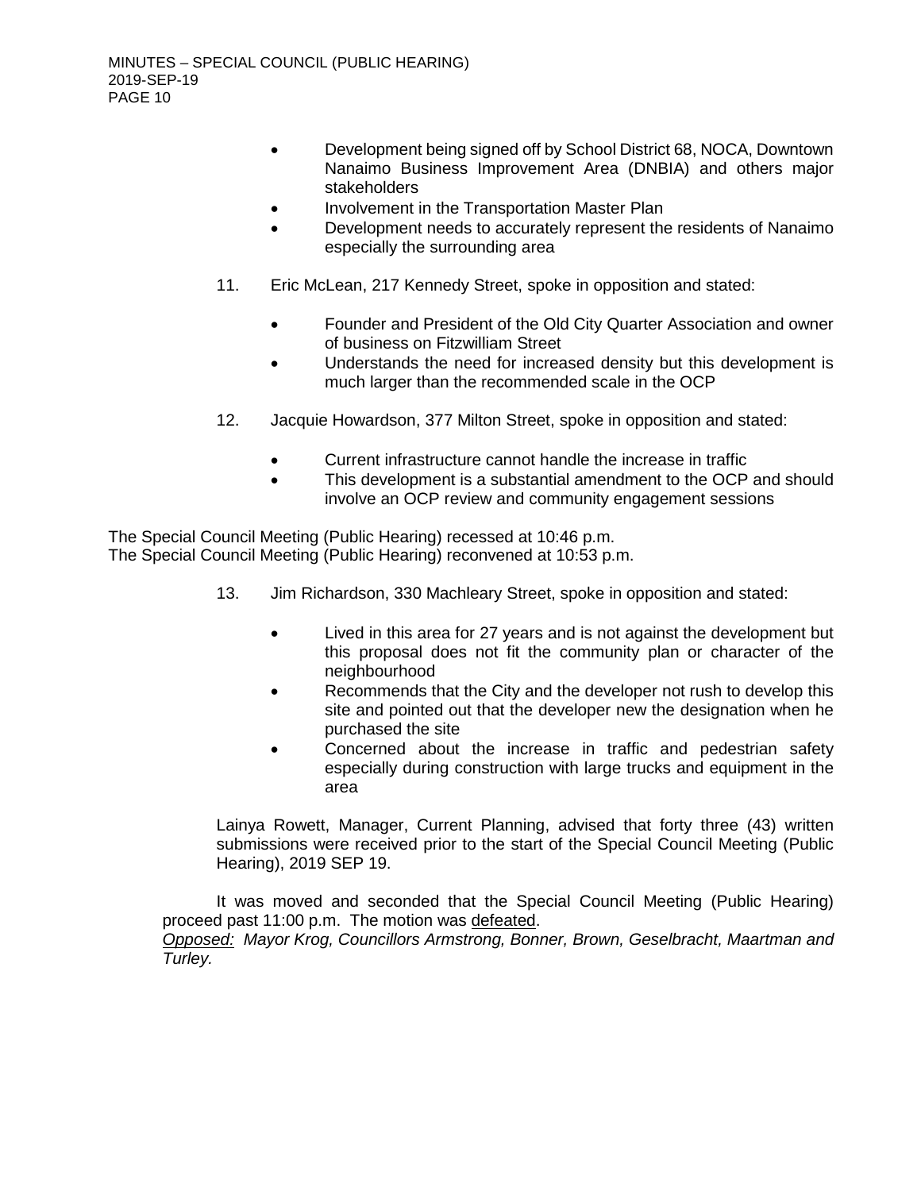- Development being signed off by School District 68, NOCA, Downtown Nanaimo Business Improvement Area (DNBIA) and others major stakeholders
- Involvement in the Transportation Master Plan
- Development needs to accurately represent the residents of Nanaimo especially the surrounding area

11. Eric McLean, 217 Kennedy Street, spoke in opposition and stated:

    - Founder and President of the Old City Quarter Association and owner of business on Fitzwilliam Street
    - Understands the need for increased density but this development is much larger than the recommended scale in the OCP

12. Jacquie Howardson, 377 Milton Street, spoke in opposition and stated:

    - Current infrastructure cannot handle the increase in traffic
    - This development is a substantial amendment to the OCP and should involve an OCP review and community engagement sessions

The Special Council Meeting (Public Hearing) recessed at 10:46 p.m.
The Special Council Meeting (Public Hearing) reconvened at 10:53 p.m.

13. Jim Richardson, 330 Machleary Street, spoke in opposition and stated:

    - Lived in this area for 27 years and is not against the development but this proposal does not fit the community plan or character of the neighbourhood
    - Recommends that the City and the developer not rush to develop this site and pointed out that the developer new the designation when he purchased the site
    - Concerned about the increase in traffic and pedestrian safety especially during construction with large trucks and equipment in the area

Lainya Rowett, Manager, Current Planning, advised that forty three (43) written submissions were received prior to the start of the Special Council Meeting (Public Hearing), 2019 SEP 19.

It was moved and seconded that the Special Council Meeting (Public Hearing) proceed past 11:00 p.m. The motion was defeated.
*Opposed: Mayor Krog, Councillors Armstrong, Bonner, Brown, Geselbracht, Maartman and Turley.*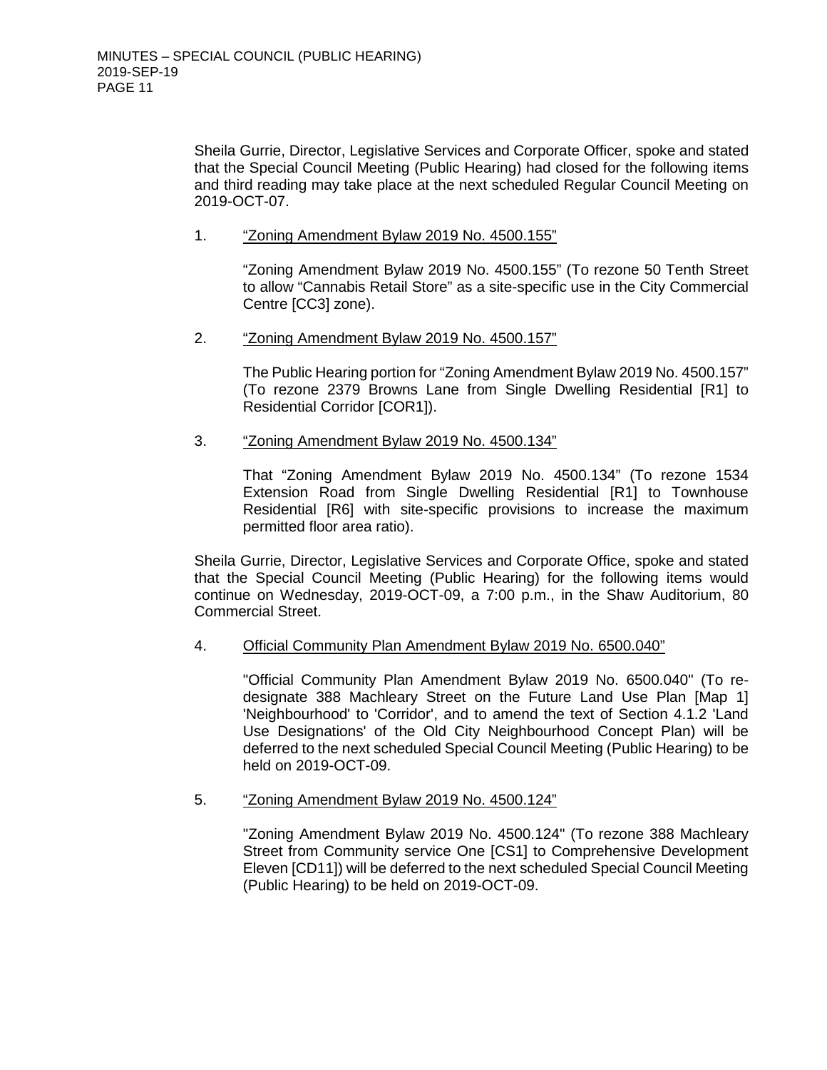Sheila Gurrie, Director, Legislative Services and Corporate Officer, spoke and stated that the Special Council Meeting (Public Hearing) had closed for the following items and third reading may take place at the next scheduled Regular Council Meeting on 2019-OCT-07.

1. <u>"Zoning Amendment Bylaw 2019 No. 4500.155"</u>

   "Zoning Amendment Bylaw 2019 No. 4500.155" (To rezone 50 Tenth Street to allow "Cannabis Retail Store" as a site-specific use in the City Commercial Centre [CC3] zone).

2. <u>"Zoning Amendment Bylaw 2019 No. 4500.157"</u>

   The Public Hearing portion for "Zoning Amendment Bylaw 2019 No. 4500.157" (To rezone 2379 Browns Lane from Single Dwelling Residential [R1] to Residential Corridor [COR1]).

3. <u>"Zoning Amendment Bylaw 2019 No. 4500.134"</u>

   That "Zoning Amendment Bylaw 2019 No. 4500.134" (To rezone 1534 Extension Road from Single Dwelling Residential [R1] to Townhouse Residential [R6] with site-specific provisions to increase the maximum permitted floor area ratio).

Sheila Gurrie, Director, Legislative Services and Corporate Office, spoke and stated that the Special Council Meeting (Public Hearing) for the following items would continue on Wednesday, 2019-OCT-09, a 7:00 p.m., in the Shaw Auditorium, 80 Commercial Street.

4. <u>Official Community Plan Amendment Bylaw 2019 No. 6500.040"</u>

   "Official Community Plan Amendment Bylaw 2019 No. 6500.040" (To re-designate 388 Machleary Street on the Future Land Use Plan [Map 1] 'Neighbourhood' to 'Corridor', and to amend the text of Section 4.1.2 'Land Use Designations' of the Old City Neighbourhood Concept Plan) will be deferred to the next scheduled Special Council Meeting (Public Hearing) to be held on 2019-OCT-09.

5. <u>"Zoning Amendment Bylaw 2019 No. 4500.124"</u>

   "Zoning Amendment Bylaw 2019 No. 4500.124" (To rezone 388 Machleary Street from Community service One [CS1] to Comprehensive Development Eleven [CD11]) will be deferred to the next scheduled Special Council Meeting (Public Hearing) to be held on 2019-OCT-09.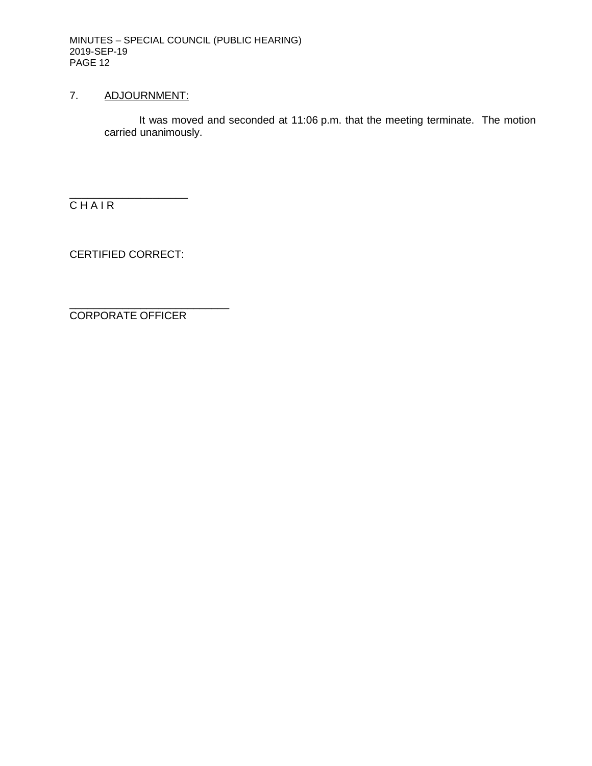## 7. ADJOURNMENT:

It was moved and seconded at 11:06 p.m. that the meeting terminate. The motion carried unanimously.

\_\_\_\_\_\_\_\_\_\_\_\_\_\_\_\_\_\_\_\_
C H A I R

CERTIFIED CORRECT:

\_\_\_\_\_\_\_\_\_\_\_\_\_\_\_\_\_\_\_\_\_\_\_\_\_\_\_
CORPORATE OFFICER